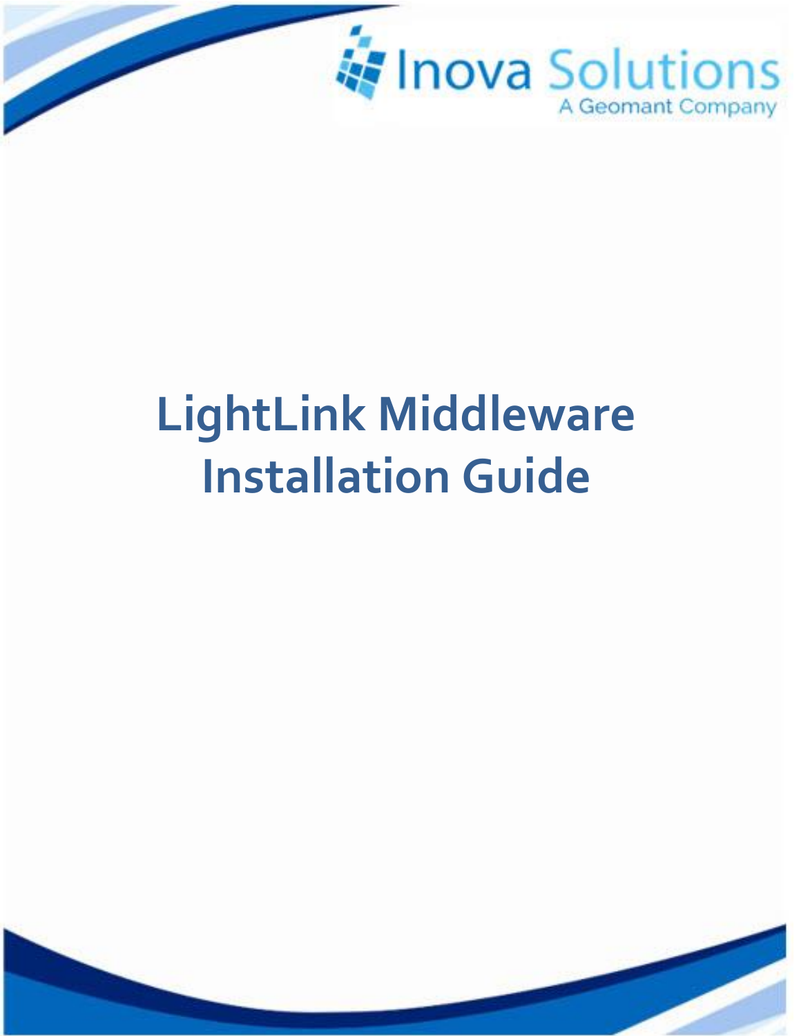Inova Solutions
A Geomant Company

# LightLink Middleware Installation Guide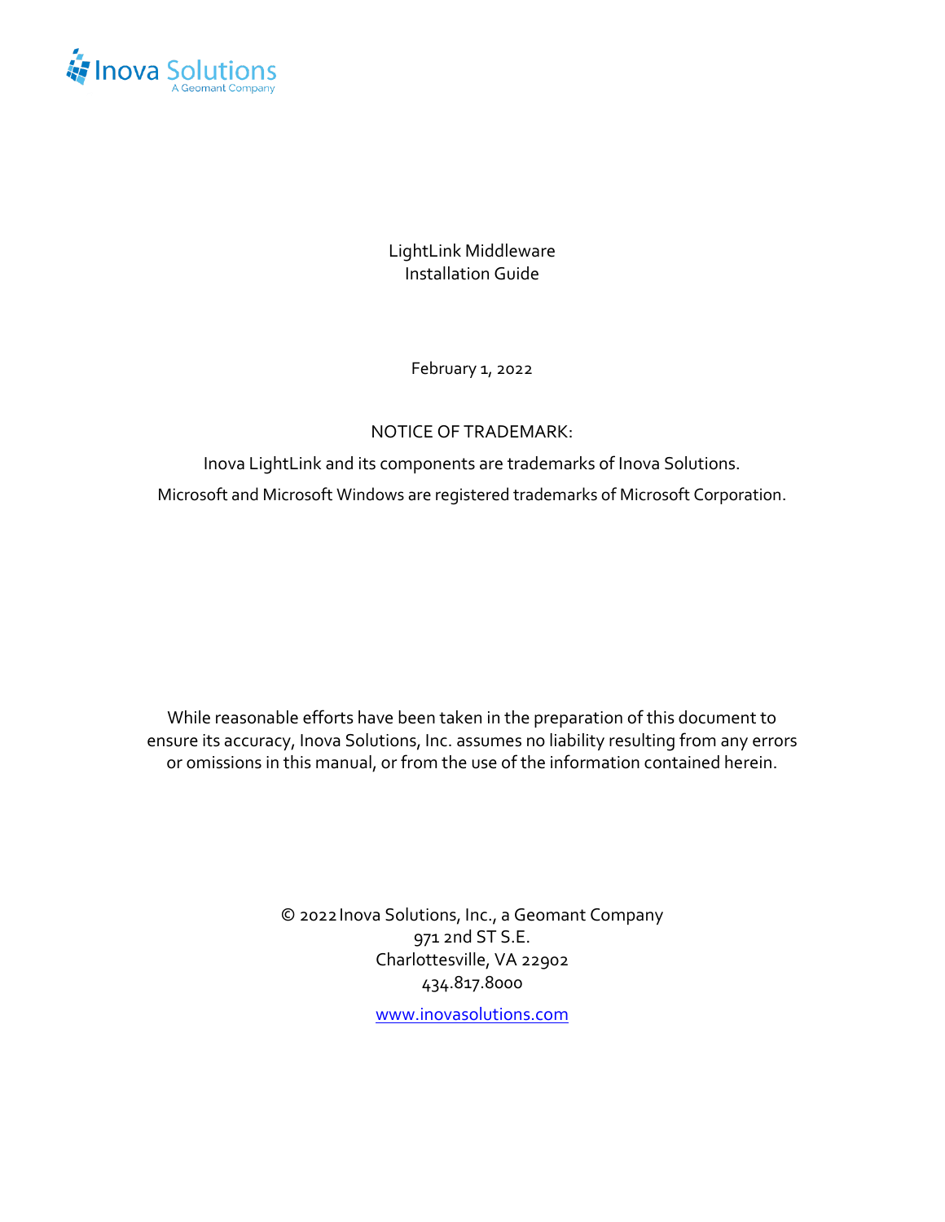LightLink Middleware
Installation Guide

February 1, 2022

NOTICE OF TRADEMARK:

Inova LightLink and its components are trademarks of Inova Solutions.

Microsoft and Microsoft Windows are registered trademarks of Microsoft Corporation.

While reasonable efforts have been taken in the preparation of this document to ensure its accuracy, Inova Solutions, Inc. assumes no liability resulting from any errors or omissions in this manual, or from the use of the information contained herein.

© 2022 Inova Solutions, Inc., a Geomant Company
971 2nd ST S.E.
Charlottesville, VA 22902
434.817.8000

www.inovasolutions.com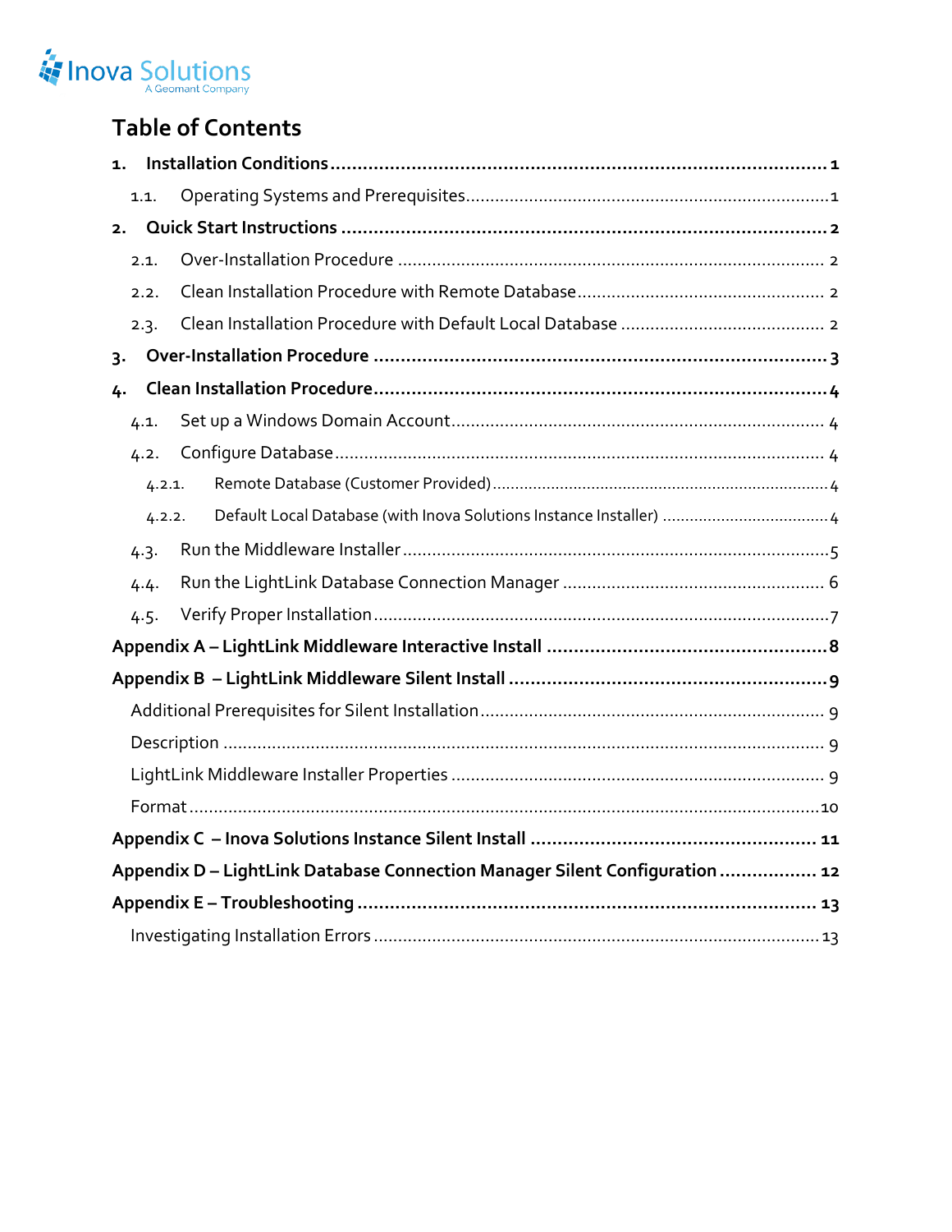# Table of Contents

**1. Installation Conditions** ........ **1**

1.1. Operating Systems and Prerequisites ........ 1

**2. Quick Start Instructions** ........ **2**

2.1. Over-Installation Procedure ........ 2

2.2. Clean Installation Procedure with Remote Database ........ 2

2.3. Clean Installation Procedure with Default Local Database ........ 2

**3. Over-Installation Procedure** ........ **3**

**4. Clean Installation Procedure** ........ **4**

4.1. Set up a Windows Domain Account ........ 4

4.2. Configure Database ........ 4

4.2.1. Remote Database (Customer Provided) ........ 4

4.2.2. Default Local Database (with Inova Solutions Instance Installer) ........ 4

4.3. Run the Middleware Installer ........ 5

4.4. Run the LightLink Database Connection Manager ........ 6

4.5. Verify Proper Installation ........ 7

**Appendix A – LightLink Middleware Interactive Install** ........ **8**

**Appendix B – LightLink Middleware Silent Install** ........ **9**

Additional Prerequisites for Silent Installation ........ 9

Description ........ 9

LightLink Middleware Installer Properties ........ 9

Format ........ 10

**Appendix C – Inova Solutions Instance Silent Install** ........ **11**

**Appendix D – LightLink Database Connection Manager Silent Configuration** ........ **12**

**Appendix E – Troubleshooting** ........ **13**

Investigating Installation Errors ........ 13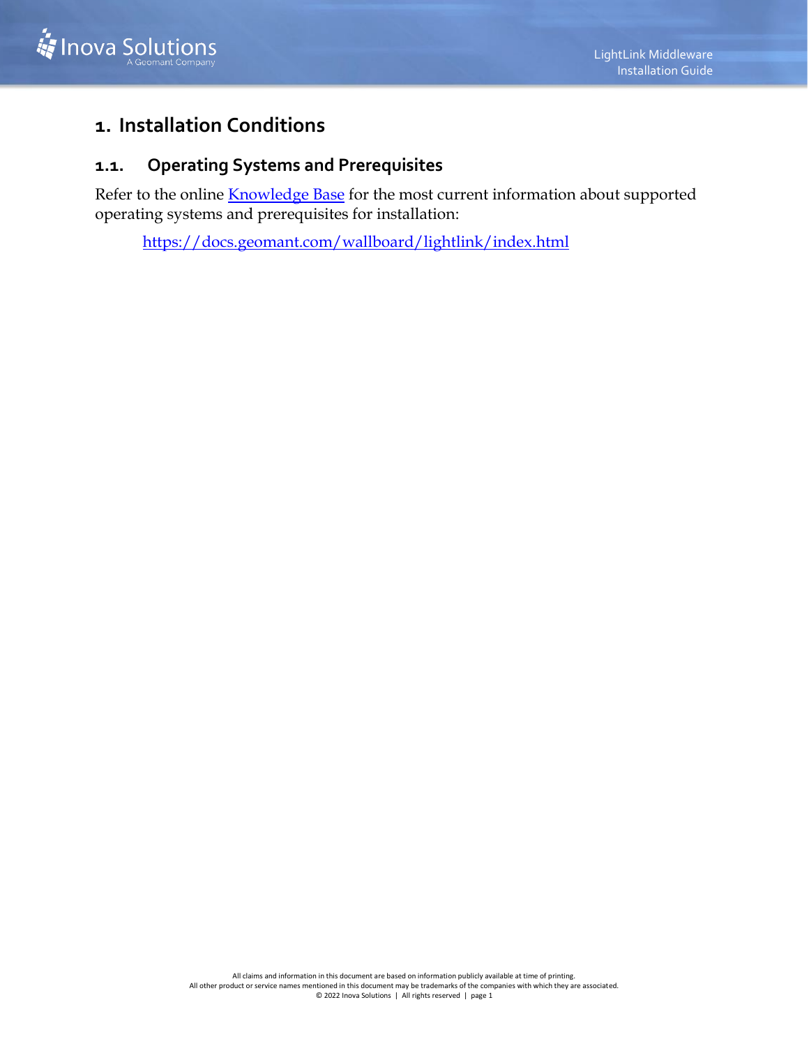# 1. Installation Conditions

## 1.1. Operating Systems and Prerequisites

Refer to the online [Knowledge Base](https://docs.geomant.com/wallboard/lightlink/index.html) for the most current information about supported operating systems and prerequisites for installation:

https://docs.geomant.com/wallboard/lightlink/index.html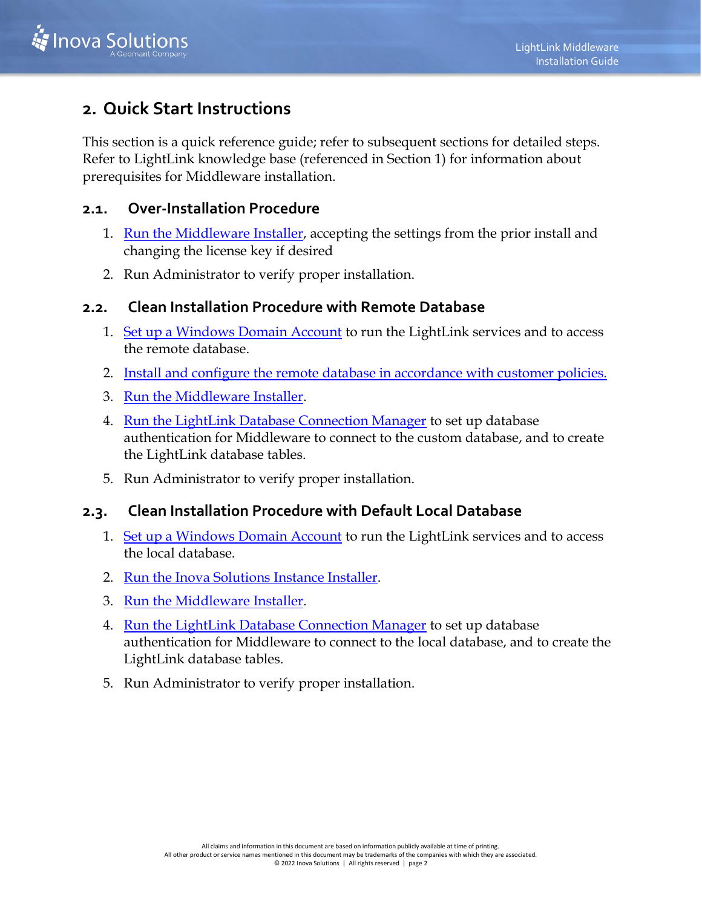## 2. Quick Start Instructions

This section is a quick reference guide; refer to subsequent sections for detailed steps. Refer to LightLink knowledge base (referenced in Section 1) for information about prerequisites for Middleware installation.

### 2.1. Over-Installation Procedure

1. Run the Middleware Installer, accepting the settings from the prior install and changing the license key if desired
2. Run Administrator to verify proper installation.

### 2.2. Clean Installation Procedure with Remote Database

1. Set up a Windows Domain Account to run the LightLink services and to access the remote database.
2. Install and configure the remote database in accordance with customer policies.
3. Run the Middleware Installer.
4. Run the LightLink Database Connection Manager to set up database authentication for Middleware to connect to the custom database, and to create the LightLink database tables.
5. Run Administrator to verify proper installation.

### 2.3. Clean Installation Procedure with Default Local Database

1. Set up a Windows Domain Account to run the LightLink services and to access the local database.
2. Run the Inova Solutions Instance Installer.
3. Run the Middleware Installer.
4. Run the LightLink Database Connection Manager to set up database authentication for Middleware to connect to the local database, and to create the LightLink database tables.
5. Run Administrator to verify proper installation.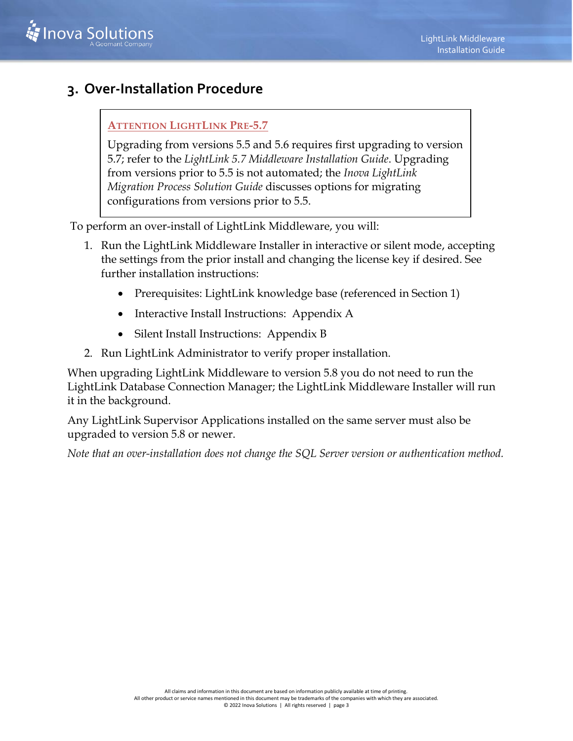# 3. Over-Installation Procedure

> **ATTENTION LIGHTLINK PRE-5.7**
>
> Upgrading from versions 5.5 and 5.6 requires first upgrading to version 5.7; refer to the *LightLink 5.7 Middleware Installation Guide*. Upgrading from versions prior to 5.5 is not automated; the *Inova LightLink Migration Process Solution Guide* discusses options for migrating configurations from versions prior to 5.5.

To perform an over-install of LightLink Middleware, you will:

1. Run the LightLink Middleware Installer in interactive or silent mode, accepting the settings from the prior install and changing the license key if desired. See further installation instructions:
   - Prerequisites: LightLink knowledge base (referenced in Section 1)
   - Interactive Install Instructions: Appendix A
   - Silent Install Instructions: Appendix B
2. Run LightLink Administrator to verify proper installation.

When upgrading LightLink Middleware to version 5.8 you do not need to run the LightLink Database Connection Manager; the LightLink Middleware Installer will run it in the background.

Any LightLink Supervisor Applications installed on the same server must also be upgraded to version 5.8 or newer.

*Note that an over-installation does not change the SQL Server version or authentication method.*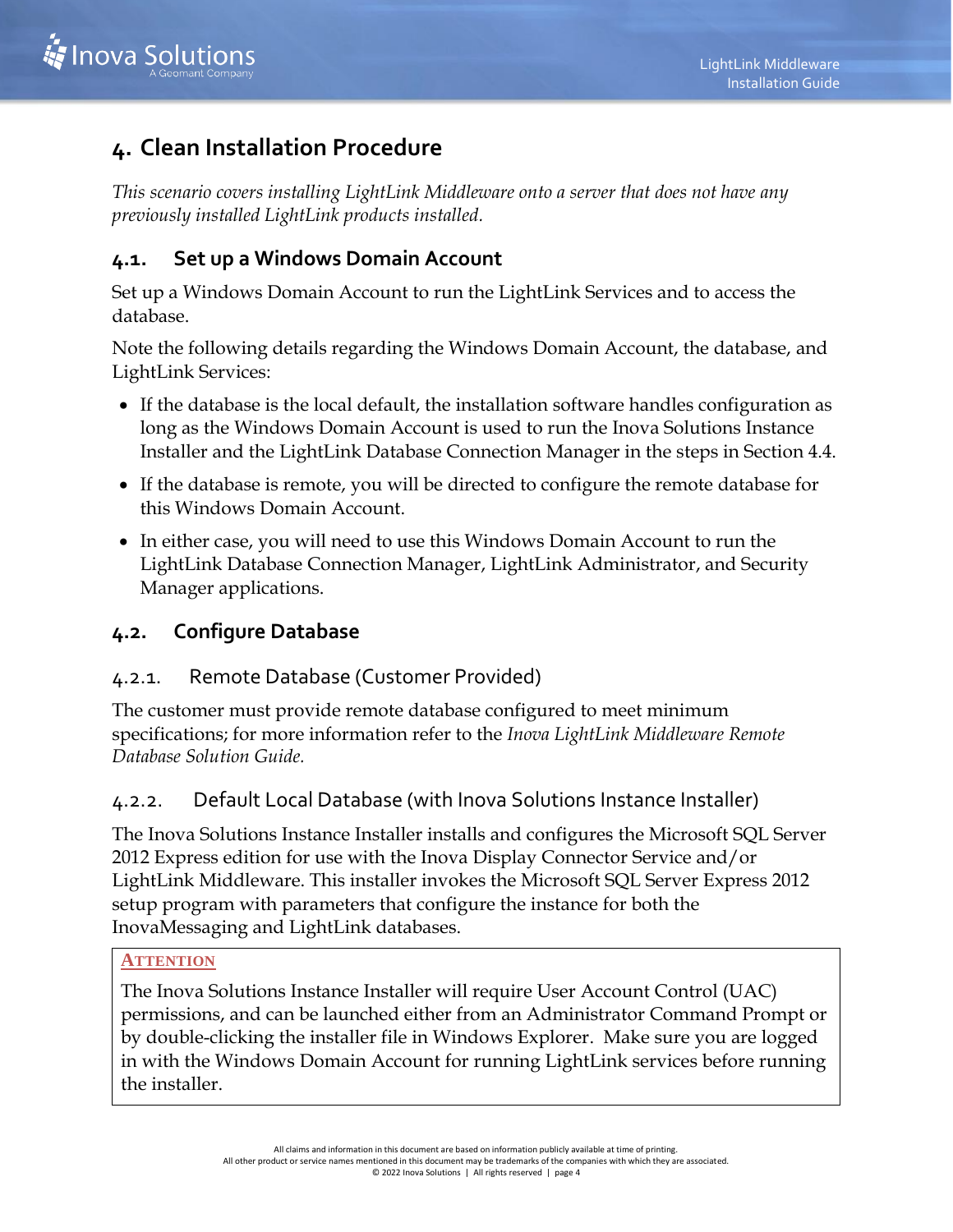# 4. Clean Installation Procedure

*This scenario covers installing LightLink Middleware onto a server that does not have any previously installed LightLink products installed.*

## 4.1. Set up a Windows Domain Account

Set up a Windows Domain Account to run the LightLink Services and to access the database.

Note the following details regarding the Windows Domain Account, the database, and LightLink Services:

- If the database is the local default, the installation software handles configuration as long as the Windows Domain Account is used to run the Inova Solutions Instance Installer and the LightLink Database Connection Manager in the steps in Section 4.4.
- If the database is remote, you will be directed to configure the remote database for this Windows Domain Account.
- In either case, you will need to use this Windows Domain Account to run the LightLink Database Connection Manager, LightLink Administrator, and Security Manager applications.

## 4.2. Configure Database

### 4.2.1. Remote Database (Customer Provided)

The customer must provide remote database configured to meet minimum specifications; for more information refer to the *Inova LightLink Middleware Remote Database Solution Guide.*

### 4.2.2. Default Local Database (with Inova Solutions Instance Installer)

The Inova Solutions Instance Installer installs and configures the Microsoft SQL Server 2012 Express edition for use with the Inova Display Connector Service and/or LightLink Middleware. This installer invokes the Microsoft SQL Server Express 2012 setup program with parameters that configure the instance for both the InovaMessaging and LightLink databases.

> **ATTENTION**
>
> The Inova Solutions Instance Installer will require User Account Control (UAC) permissions, and can be launched either from an Administrator Command Prompt or by double-clicking the installer file in Windows Explorer. Make sure you are logged in with the Windows Domain Account for running LightLink services before running the installer.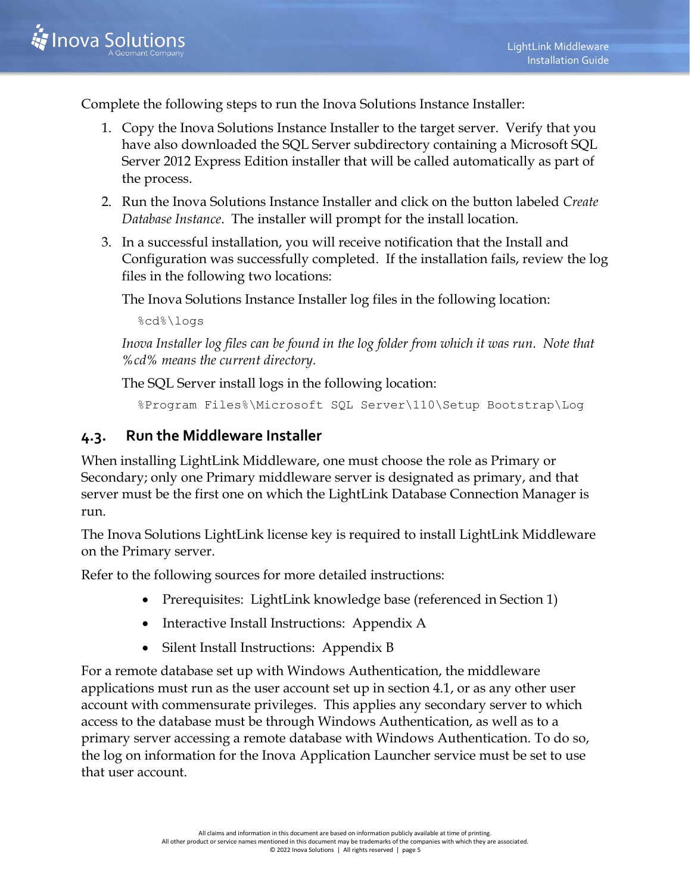Complete the following steps to run the Inova Solutions Instance Installer:

1. Copy the Inova Solutions Instance Installer to the target server. Verify that you have also downloaded the SQL Server subdirectory containing a Microsoft SQL Server 2012 Express Edition installer that will be called automatically as part of the process.
2. Run the Inova Solutions Instance Installer and click on the button labeled *Create Database Instance*. The installer will prompt for the install location.
3. In a successful installation, you will receive notification that the Install and Configuration was successfully completed. If the installation fails, review the log files in the following two locations:

   The Inova Solutions Instance Installer log files in the following location:

   ```
   %cd%\logs
   ```

   *Inova Installer log files can be found in the log folder from which it was run. Note that %cd% means the current directory.*

   The SQL Server install logs in the following location:

   ```
   %Program Files%\Microsoft SQL Server\110\Setup Bootstrap\Log
   ```

## 4.3. Run the Middleware Installer

When installing LightLink Middleware, one must choose the role as Primary or Secondary; only one Primary middleware server is designated as primary, and that server must be the first one on which the LightLink Database Connection Manager is run.

The Inova Solutions LightLink license key is required to install LightLink Middleware on the Primary server.

Refer to the following sources for more detailed instructions:

- Prerequisites: LightLink knowledge base (referenced in Section 1)
- Interactive Install Instructions: Appendix A
- Silent Install Instructions: Appendix B

For a remote database set up with Windows Authentication, the middleware applications must run as the user account set up in section 4.1, or as any other user account with commensurate privileges. This applies any secondary server to which access to the database must be through Windows Authentication, as well as to a primary server accessing a remote database with Windows Authentication. To do so, the log on information for the Inova Application Launcher service must be set to use that user account.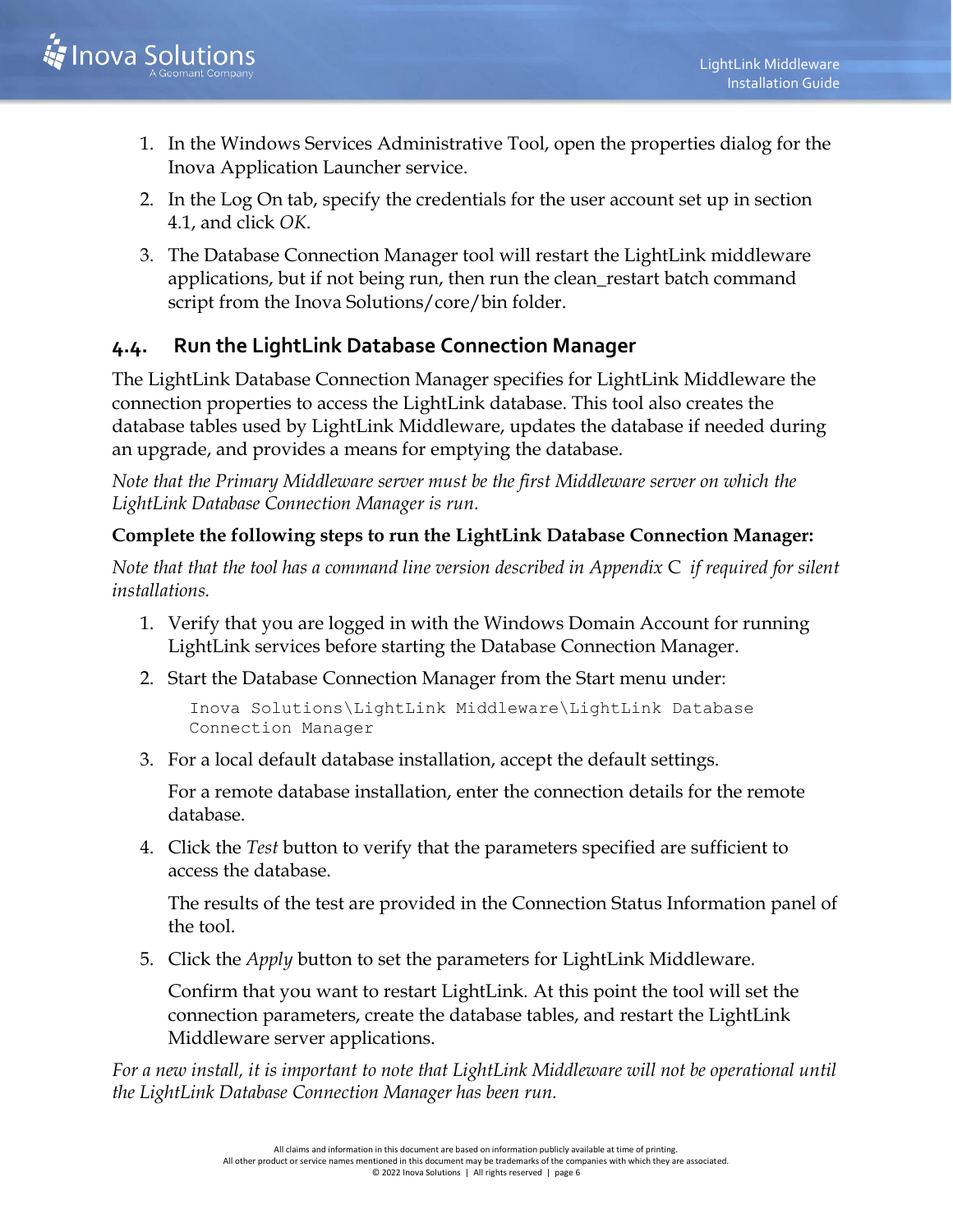1. In the Windows Services Administrative Tool, open the properties dialog for the Inova Application Launcher service.
2. In the Log On tab, specify the credentials for the user account set up in section 4.1, and click *OK*.
3. The Database Connection Manager tool will restart the LightLink middleware applications, but if not being run, then run the clean_restart batch command script from the Inova Solutions/core/bin folder.

## 4.4. Run the LightLink Database Connection Manager

The LightLink Database Connection Manager specifies for LightLink Middleware the connection properties to access the LightLink database. This tool also creates the database tables used by LightLink Middleware, updates the database if needed during an upgrade, and provides a means for emptying the database.

*Note that the Primary Middleware server must be the first Middleware server on which the LightLink Database Connection Manager is run.*

**Complete the following steps to run the LightLink Database Connection Manager:**

*Note that that the tool has a command line version described in Appendix* C *if required for silent installations.*

1. Verify that you are logged in with the Windows Domain Account for running LightLink services before starting the Database Connection Manager.
2. Start the Database Connection Manager from the Start menu under:

   ```
   Inova Solutions\LightLink Middleware\LightLink Database
   Connection Manager
   ```

3. For a local default database installation, accept the default settings.

   For a remote database installation, enter the connection details for the remote database.

4. Click the *Test* button to verify that the parameters specified are sufficient to access the database.

   The results of the test are provided in the Connection Status Information panel of the tool.

5. Click the *Apply* button to set the parameters for LightLink Middleware.

   Confirm that you want to restart LightLink. At this point the tool will set the connection parameters, create the database tables, and restart the LightLink Middleware server applications.

*For a new install, it is important to note that LightLink Middleware will not be operational until the LightLink Database Connection Manager has been run.*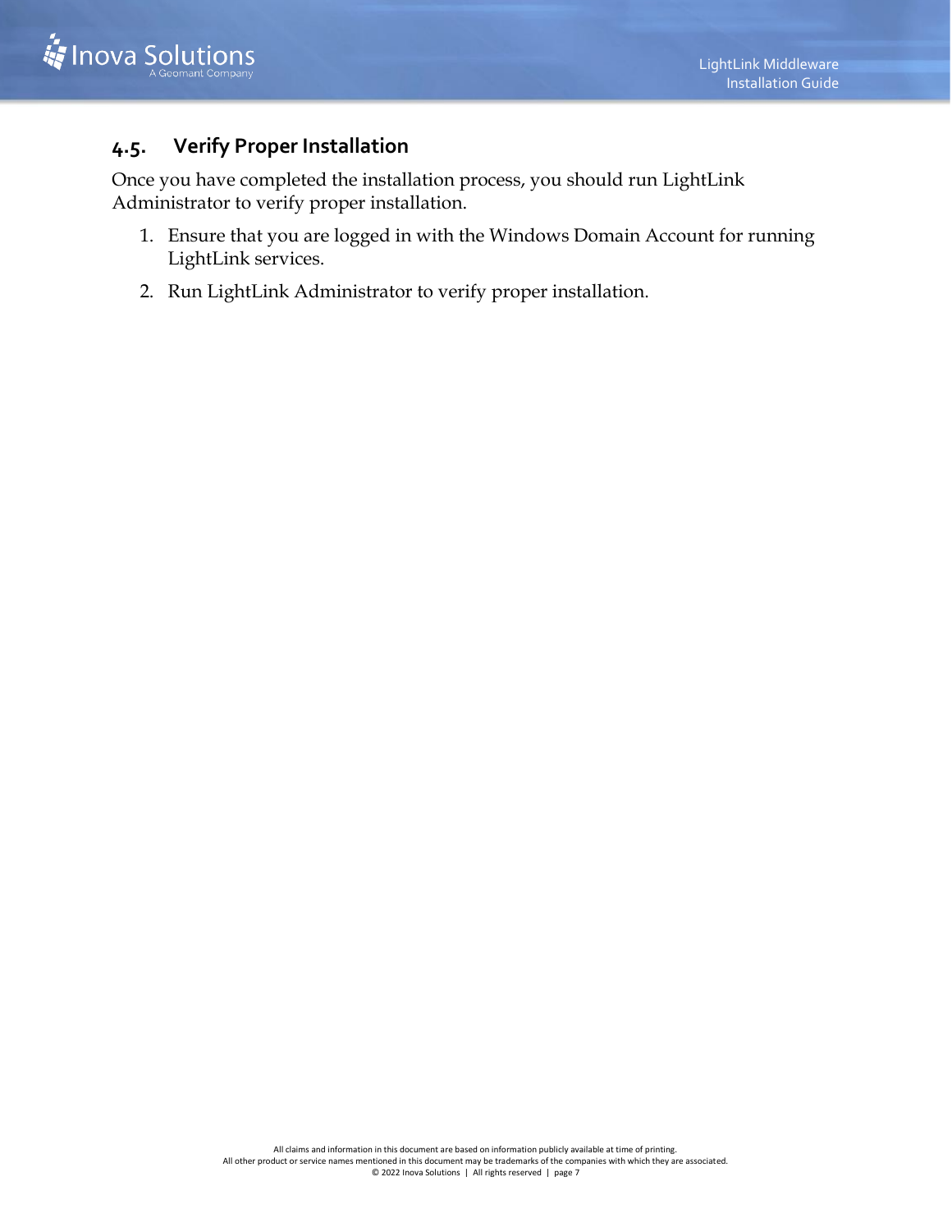## 4.5. Verify Proper Installation

Once you have completed the installation process, you should run LightLink Administrator to verify proper installation.

1. Ensure that you are logged in with the Windows Domain Account for running LightLink services.
2. Run LightLink Administrator to verify proper installation.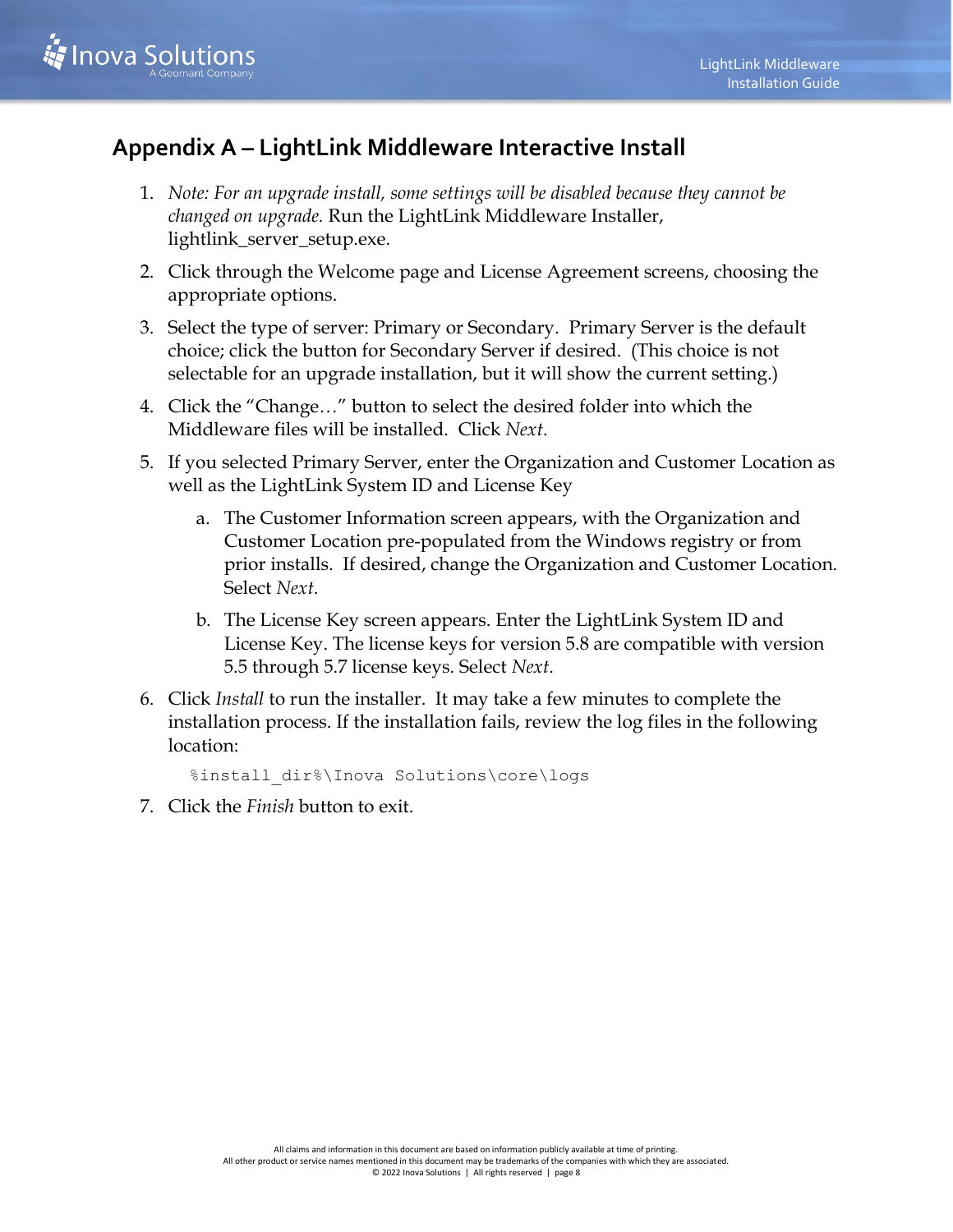## Appendix A – LightLink Middleware Interactive Install

1. *Note: For an upgrade install, some settings will be disabled because they cannot be changed on upgrade.* Run the LightLink Middleware Installer, lightlink_server_setup.exe.
2. Click through the Welcome page and License Agreement screens, choosing the appropriate options.
3. Select the type of server: Primary or Secondary. Primary Server is the default choice; click the button for Secondary Server if desired. (This choice is not selectable for an upgrade installation, but it will show the current setting.)
4. Click the "Change…" button to select the desired folder into which the Middleware files will be installed. Click *Next*.
5. If you selected Primary Server, enter the Organization and Customer Location as well as the LightLink System ID and License Key
   a. The Customer Information screen appears, with the Organization and Customer Location pre-populated from the Windows registry or from prior installs. If desired, change the Organization and Customer Location. Select *Next*.
   b. The License Key screen appears. Enter the LightLink System ID and License Key. The license keys for version 5.8 are compatible with version 5.5 through 5.7 license keys. Select *Next*.
6. Click *Install* to run the installer. It may take a few minutes to complete the installation process. If the installation fails, review the log files in the following location:

   ```
   %install_dir%\Inova Solutions\core\logs
   ```

7. Click the *Finish* button to exit.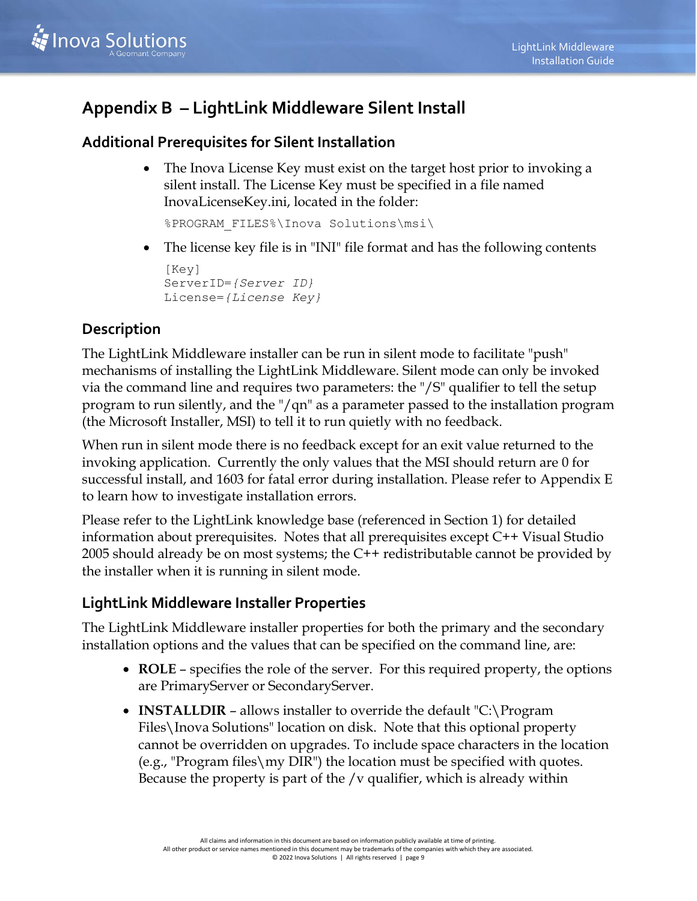# Appendix B – LightLink Middleware Silent Install

## Additional Prerequisites for Silent Installation

- The Inova License Key must exist on the target host prior to invoking a silent install. The License Key must be specified in a file named InovaLicenseKey.ini, located in the folder:

  ```
  %PROGRAM_FILES%\Inova Solutions\msi\
  ```

- The license key file is in "INI" file format and has the following contents

  ```
  [Key]
  ServerID={Server ID}
  License={License Key}
  ```

## Description

The LightLink Middleware installer can be run in silent mode to facilitate "push" mechanisms of installing the LightLink Middleware. Silent mode can only be invoked via the command line and requires two parameters: the "/S" qualifier to tell the setup program to run silently, and the "/qn" as a parameter passed to the installation program (the Microsoft Installer, MSI) to tell it to run quietly with no feedback.

When run in silent mode there is no feedback except for an exit value returned to the invoking application. Currently the only values that the MSI should return are 0 for successful install, and 1603 for fatal error during installation. Please refer to Appendix E to learn how to investigate installation errors.

Please refer to the LightLink knowledge base (referenced in Section 1) for detailed information about prerequisites. Notes that all prerequisites except C++ Visual Studio 2005 should already be on most systems; the C++ redistributable cannot be provided by the installer when it is running in silent mode.

## LightLink Middleware Installer Properties

The LightLink Middleware installer properties for both the primary and the secondary installation options and the values that can be specified on the command line, are:

- **ROLE** – specifies the role of the server. For this required property, the options are PrimaryServer or SecondaryServer.
- **INSTALLDIR** – allows installer to override the default "C:\Program Files\Inova Solutions" location on disk. Note that this optional property cannot be overridden on upgrades. To include space characters in the location (e.g., "Program files\my DIR") the location must be specified with quotes. Because the property is part of the /v qualifier, which is already within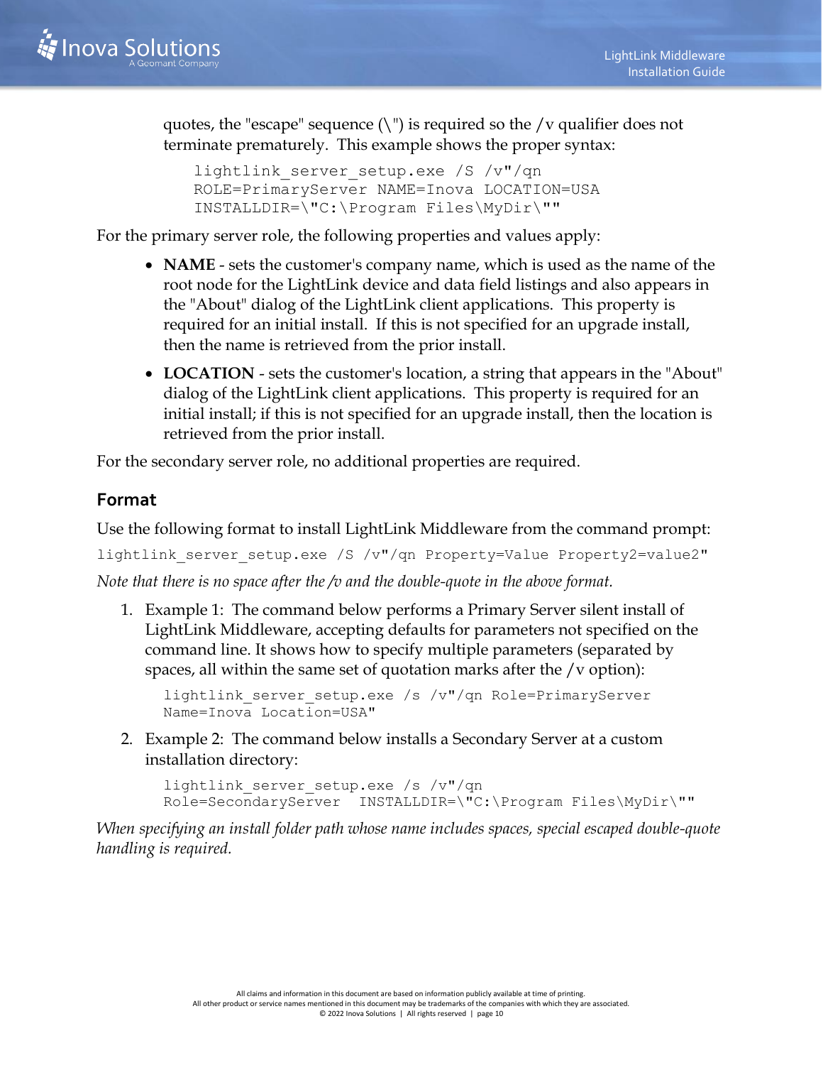quotes, the "escape" sequence (\") is required so the /v qualifier does not terminate prematurely. This example shows the proper syntax:

```
lightlink_server_setup.exe /S /v"/qn
ROLE=PrimaryServer NAME=Inova LOCATION=USA
INSTALLDIR=\"C:\Program Files\MyDir\""
```

For the primary server role, the following properties and values apply:

- **NAME** - sets the customer's company name, which is used as the name of the root node for the LightLink device and data field listings and also appears in the "About" dialog of the LightLink client applications. This property is required for an initial install. If this is not specified for an upgrade install, then the name is retrieved from the prior install.
- **LOCATION** - sets the customer's location, a string that appears in the "About" dialog of the LightLink client applications. This property is required for an initial install; if this is not specified for an upgrade install, then the location is retrieved from the prior install.

For the secondary server role, no additional properties are required.

## Format

Use the following format to install LightLink Middleware from the command prompt:

```
lightlink_server_setup.exe /S /v"/qn Property=Value Property2=value2"
```

*Note that there is no space after the /v and the double-quote in the above format.*

1. Example 1: The command below performs a Primary Server silent install of LightLink Middleware, accepting defaults for parameters not specified on the command line. It shows how to specify multiple parameters (separated by spaces, all within the same set of quotation marks after the /v option):

   ```
   lightlink_server_setup.exe /s /v"/qn Role=PrimaryServer
   Name=Inova Location=USA"
   ```

2. Example 2: The command below installs a Secondary Server at a custom installation directory:

   ```
   lightlink_server_setup.exe /s /v"/qn
   Role=SecondaryServer  INSTALLDIR=\"C:\Program Files\MyDir\""
   ```

*When specifying an install folder path whose name includes spaces, special escaped double-quote handling is required.*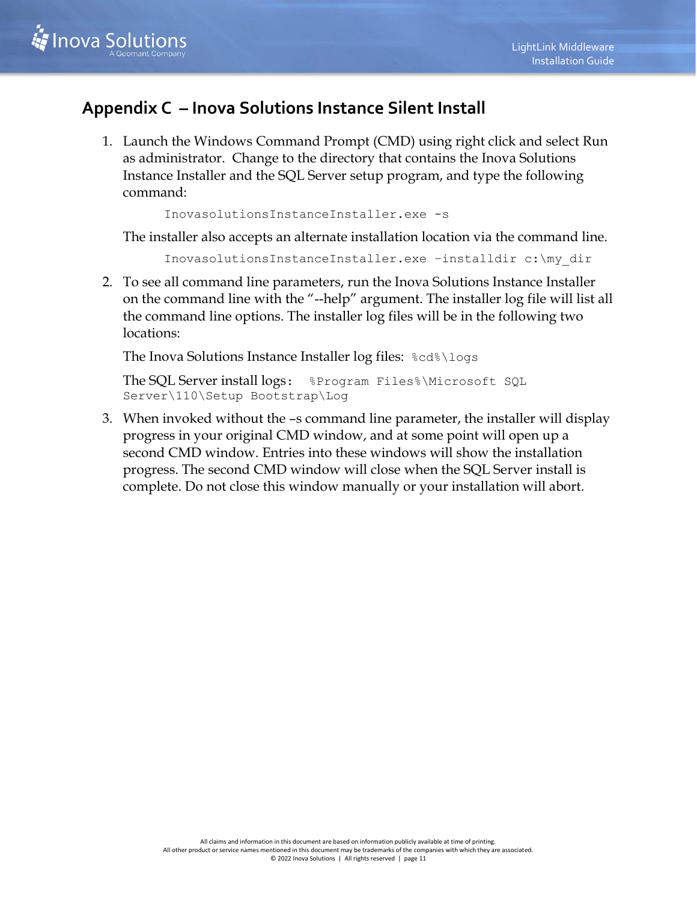## Appendix C – Inova Solutions Instance Silent Install

1. Launch the Windows Command Prompt (CMD) using right click and select Run as administrator. Change to the directory that contains the Inova Solutions Instance Installer and the SQL Server setup program, and type the following command:

   ```
   InovasolutionsInstanceInstaller.exe -s
   ```

   The installer also accepts an alternate installation location via the command line.

   ```
   InovasolutionsInstanceInstaller.exe –installdir c:\my_dir
   ```

2. To see all command line parameters, run the Inova Solutions Instance Installer on the command line with the "--help" argument. The installer log file will list all the command line options. The installer log files will be in the following two locations:

   The Inova Solutions Instance Installer log files: `%cd%\logs`

   The SQL Server install logs: `%Program Files%\Microsoft SQL Server\110\Setup Bootstrap\Log`

3. When invoked without the –s command line parameter, the installer will display progress in your original CMD window, and at some point will open up a second CMD window. Entries into these windows will show the installation progress. The second CMD window will close when the SQL Server install is complete. Do not close this window manually or your installation will abort.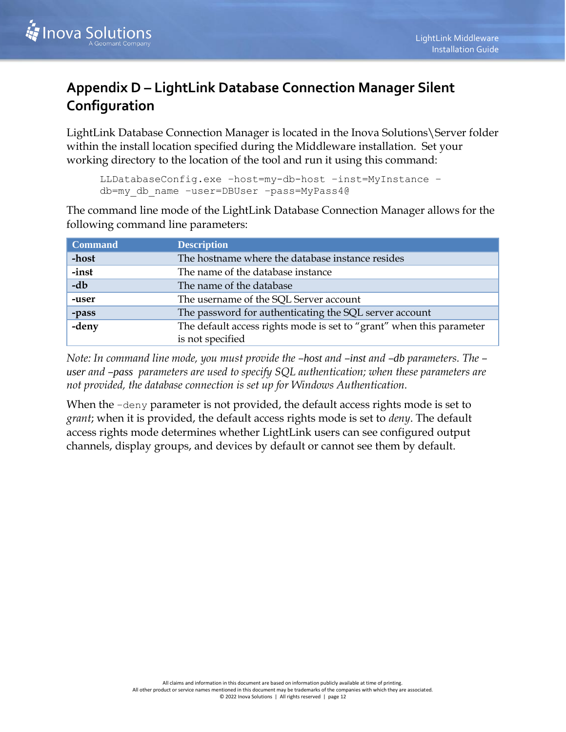# Appendix D – LightLink Database Connection Manager Silent Configuration

LightLink Database Connection Manager is located in the Inova Solutions\Server folder within the install location specified during the Middleware installation. Set your working directory to the location of the tool and run it using this command:

```
LLDatabaseConfig.exe -host=my-db-host -inst=MyInstance -db=my_db_name -user=DBUser -pass=MyPass4@
```

The command line mode of the LightLink Database Connection Manager allows for the following command line parameters:

| Command | Description |
| --- | --- |
| **-host** | The hostname where the database instance resides |
| **-inst** | The name of the database instance |
| **-db** | The name of the database |
| **-user** | The username of the SQL Server account |
| **-pass** | The password for authenticating the SQL server account |
| **-deny** | The default access rights mode is set to “grant” when this parameter is not specified |

*Note: In command line mode, you must provide the –host and –inst and –db parameters. The –user and –pass parameters are used to specify SQL authentication; when these parameters are not provided, the database connection is set up for Windows Authentication.*

When the `-deny` parameter is not provided, the default access rights mode is set to *grant*; when it is provided, the default access rights mode is set to *deny*. The default access rights mode determines whether LightLink users can see configured output channels, display groups, and devices by default or cannot see them by default.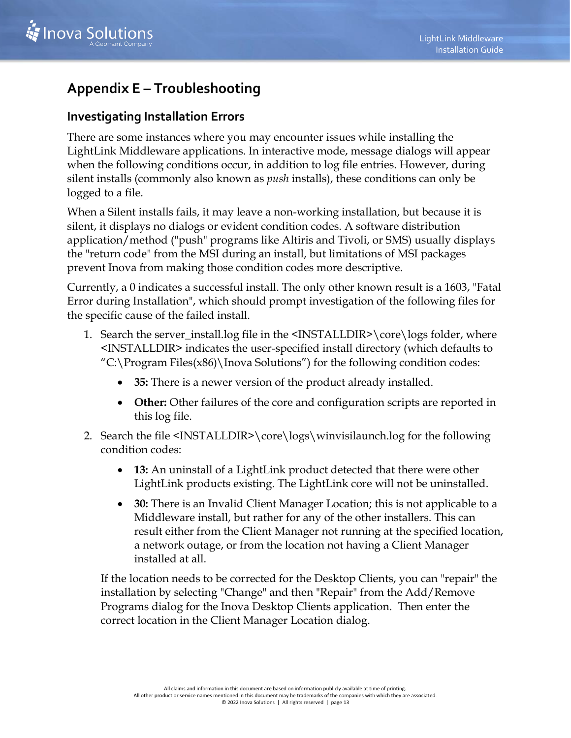# Appendix E – Troubleshooting

## Investigating Installation Errors

There are some instances where you may encounter issues while installing the LightLink Middleware applications. In interactive mode, message dialogs will appear when the following conditions occur, in addition to log file entries. However, during silent installs (commonly also known as *push* installs), these conditions can only be logged to a file.

When a Silent installs fails, it may leave a non-working installation, but because it is silent, it displays no dialogs or evident condition codes. A software distribution application/method ("push" programs like Altiris and Tivoli, or SMS) usually displays the "return code" from the MSI during an install, but limitations of MSI packages prevent Inova from making those condition codes more descriptive.

Currently, a 0 indicates a successful install. The only other known result is a 1603, "Fatal Error during Installation", which should prompt investigation of the following files for the specific cause of the failed install.

1. Search the server_install.log file in the <INSTALLDIR>\core\logs folder, where <INSTALLDIR> indicates the user-specified install directory (which defaults to "C:\Program Files(x86)\Inova Solutions") for the following condition codes:
    - **35:** There is a newer version of the product already installed.
    - **Other:** Other failures of the core and configuration scripts are reported in this log file.
2. Search the file <INSTALLDIR>\core\logs\winvisilaunch.log for the following condition codes:
    - **13:** An uninstall of a LightLink product detected that there were other LightLink products existing. The LightLink core will not be uninstalled.
    - **30:** There is an Invalid Client Manager Location; this is not applicable to a Middleware install, but rather for any of the other installers. This can result either from the Client Manager not running at the specified location, a network outage, or from the location not having a Client Manager installed at all.

    If the location needs to be corrected for the Desktop Clients, you can "repair" the installation by selecting "Change" and then "Repair" from the Add/Remove Programs dialog for the Inova Desktop Clients application. Then enter the correct location in the Client Manager Location dialog.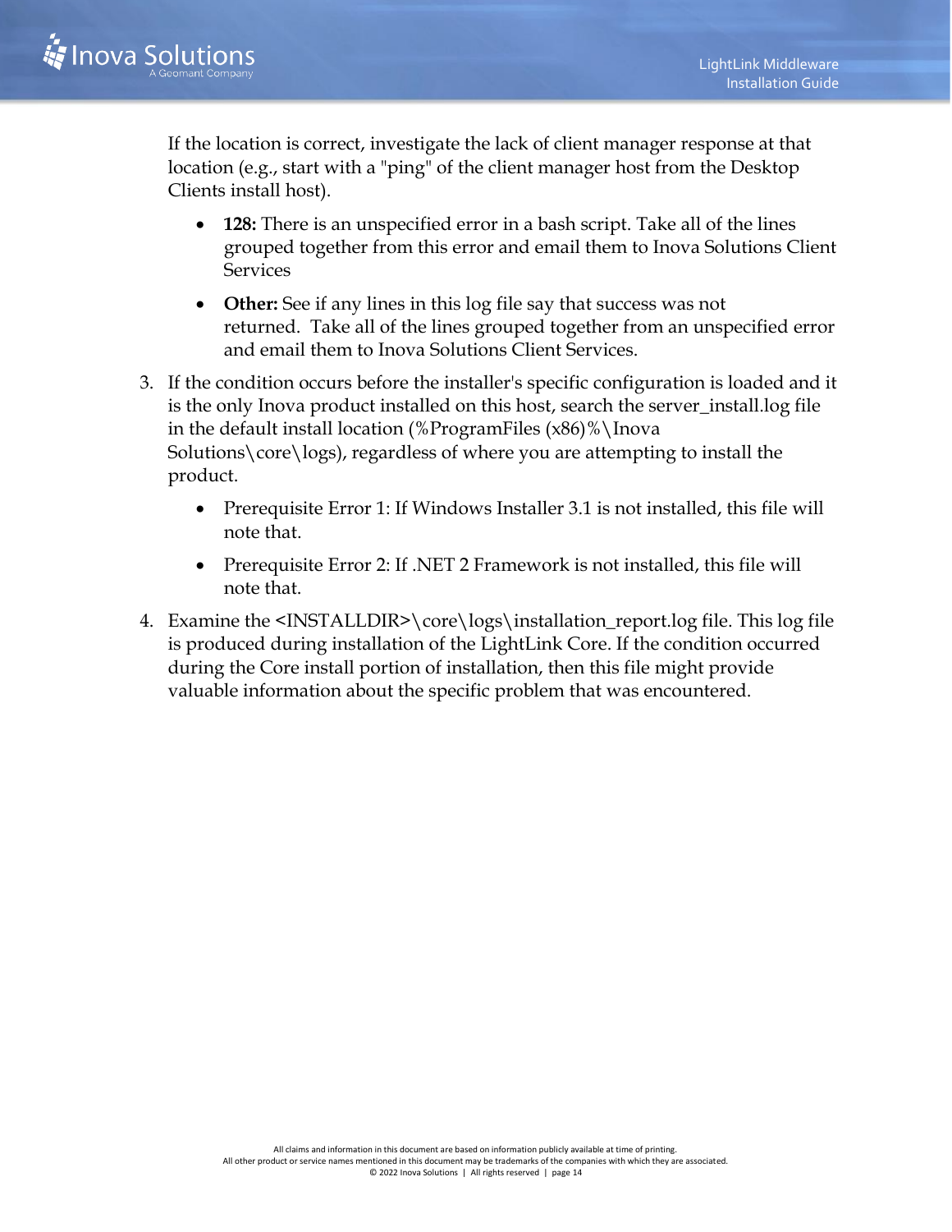If the location is correct, investigate the lack of client manager response at that location (e.g., start with a "ping" of the client manager host from the Desktop Clients install host).

- **128:** There is an unspecified error in a bash script. Take all of the lines grouped together from this error and email them to Inova Solutions Client Services
- **Other:** See if any lines in this log file say that success was not returned. Take all of the lines grouped together from an unspecified error and email them to Inova Solutions Client Services.

3. If the condition occurs before the installer's specific configuration is loaded and it is the only Inova product installed on this host, search the server_install.log file in the default install location (%ProgramFiles (x86)%\Inova Solutions\core\logs), regardless of where you are attempting to install the product.
   - Prerequisite Error 1: If Windows Installer 3.1 is not installed, this file will note that.
   - Prerequisite Error 2: If .NET 2 Framework is not installed, this file will note that.
4. Examine the <INSTALLDIR>\core\logs\installation_report.log file. This log file is produced during installation of the LightLink Core. If the condition occurred during the Core install portion of installation, then this file might provide valuable information about the specific problem that was encountered.